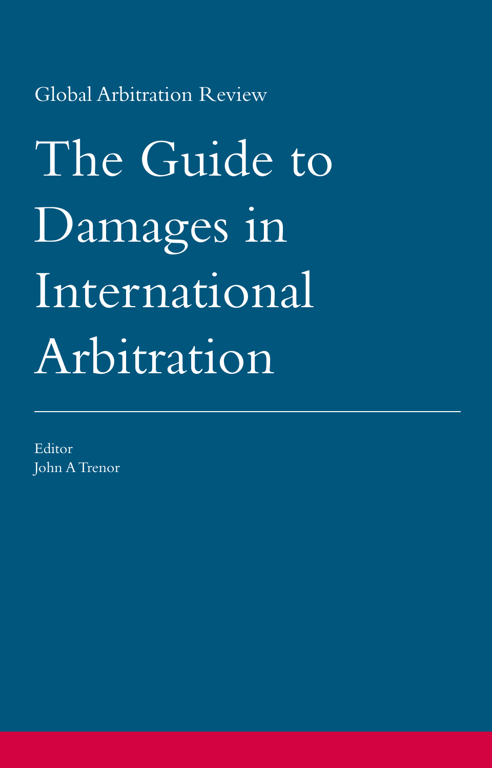Global Arbitration Review

# The Guide to Damages in International Arbitration

Editor
John A Trenor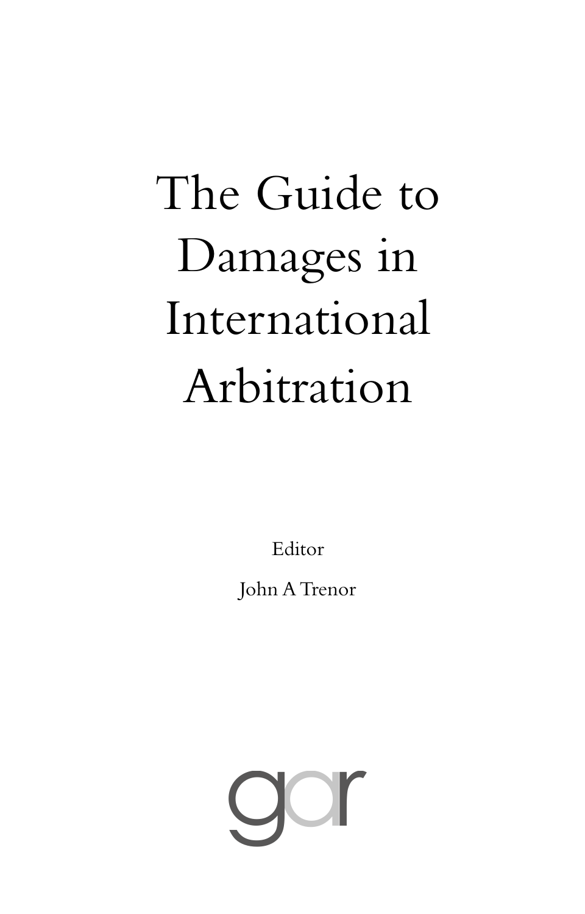# The Guide to Damages in International Arbitration

Editor

John A Trenor

gar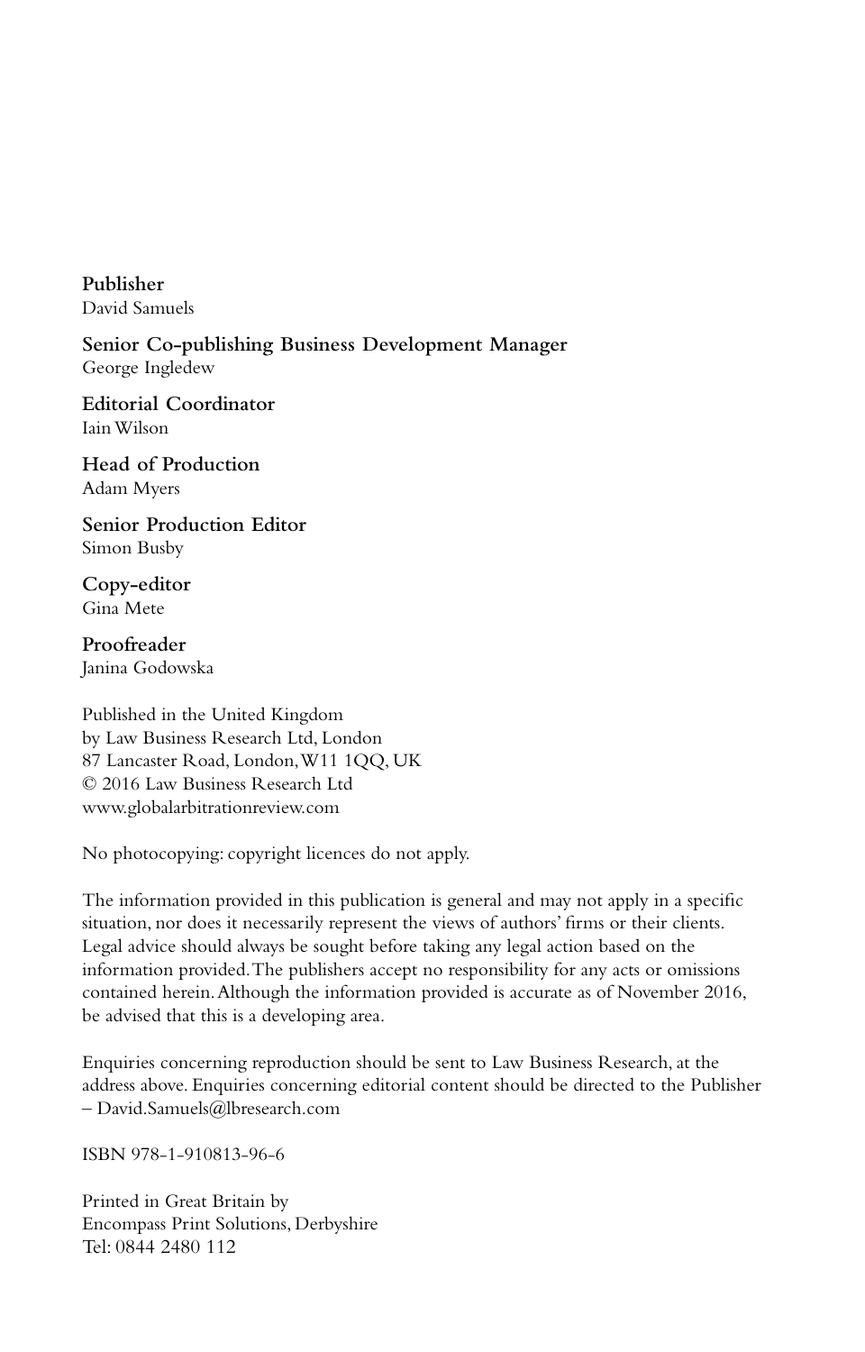**Publisher**
David Samuels

**Senior Co-publishing Business Development Manager**
George Ingledew

**Editorial Coordinator**
Iain Wilson

**Head of Production**
Adam Myers

**Senior Production Editor**
Simon Busby

**Copy-editor**
Gina Mete

**Proofreader**
Janina Godowska

Published in the United Kingdom
by Law Business Research Ltd, London
87 Lancaster Road, London, W11 1QQ, UK
© 2016 Law Business Research Ltd
www.globalarbitrationreview.com

No photocopying: copyright licences do not apply.

The information provided in this publication is general and may not apply in a specific situation, nor does it necessarily represent the views of authors' firms or their clients. Legal advice should always be sought before taking any legal action based on the information provided. The publishers accept no responsibility for any acts or omissions contained herein. Although the information provided is accurate as of November 2016, be advised that this is a developing area.

Enquiries concerning reproduction should be sent to Law Business Research, at the address above. Enquiries concerning editorial content should be directed to the Publisher – David.Samuels@lbresearch.com

ISBN 978-1-910813-96-6

Printed in Great Britain by
Encompass Print Solutions, Derbyshire
Tel: 0844 2480 112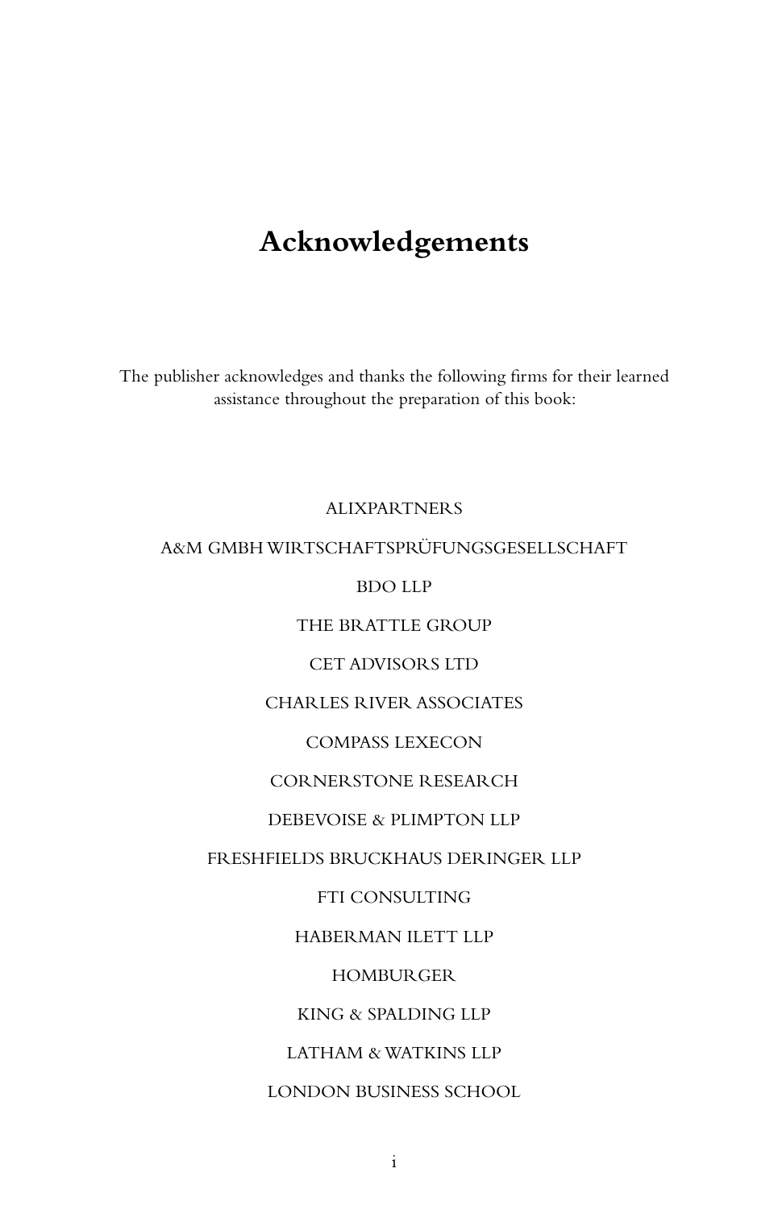# Acknowledgements

The publisher acknowledges and thanks the following firms for their learned assistance throughout the preparation of this book:

ALIXPARTNERS

A&M GMBH WIRTSCHAFTSPRÜFUNGSGESELLSCHAFT

BDO LLP

THE BRATTLE GROUP

CET ADVISORS LTD

CHARLES RIVER ASSOCIATES

COMPASS LEXECON

CORNERSTONE RESEARCH

DEBEVOISE & PLIMPTON LLP

FRESHFIELDS BRUCKHAUS DERINGER LLP

FTI CONSULTING

HABERMAN ILETT LLP

HOMBURGER

KING & SPALDING LLP

LATHAM & WATKINS LLP

LONDON BUSINESS SCHOOL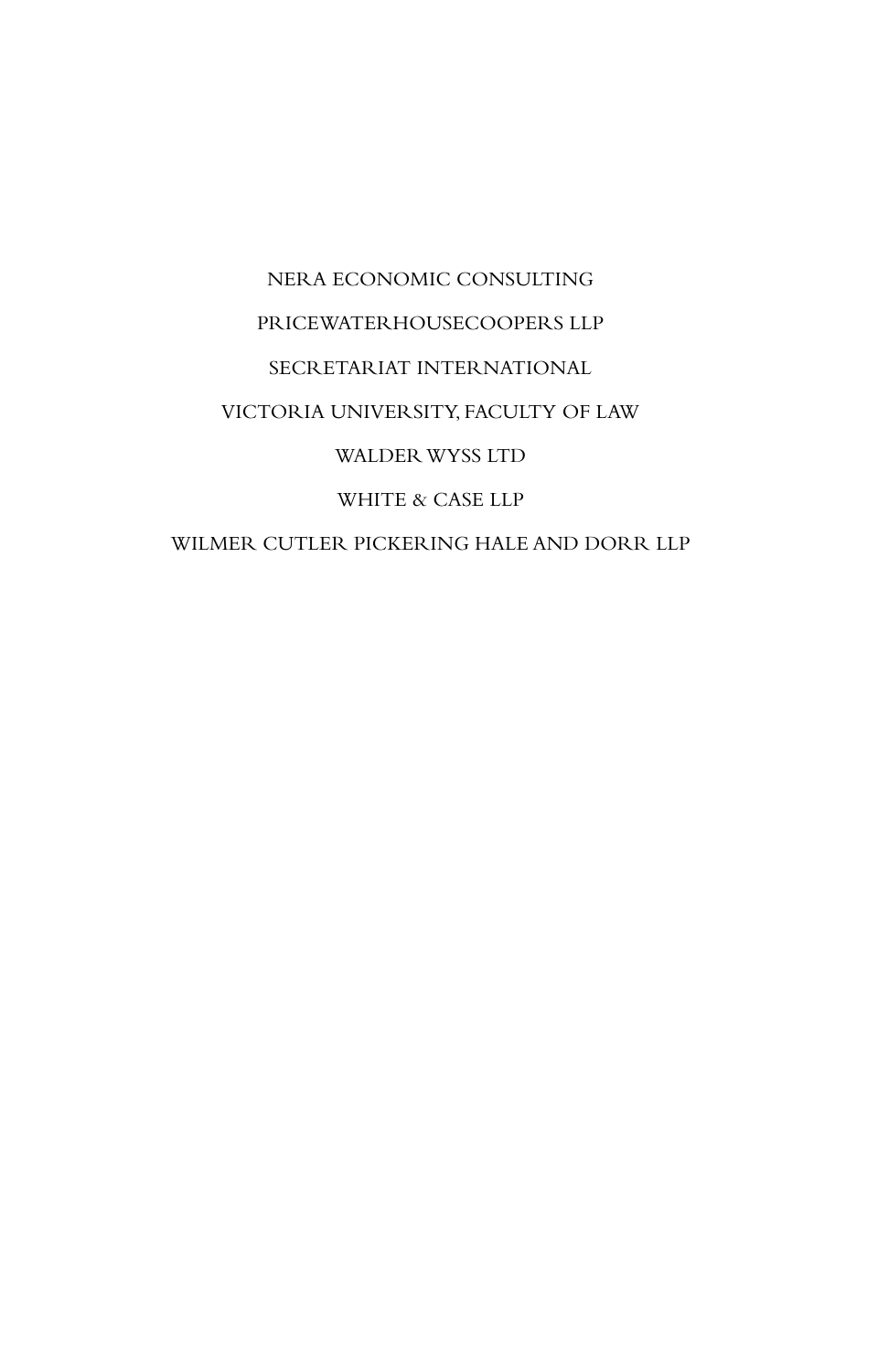NERA ECONOMIC CONSULTING

PRICEWATERHOUSECOOPERS LLP

SECRETARIAT INTERNATIONAL

VICTORIA UNIVERSITY, FACULTY OF LAW

WALDER WYSS LTD

WHITE & CASE LLP

WILMER CUTLER PICKERING HALE AND DORR LLP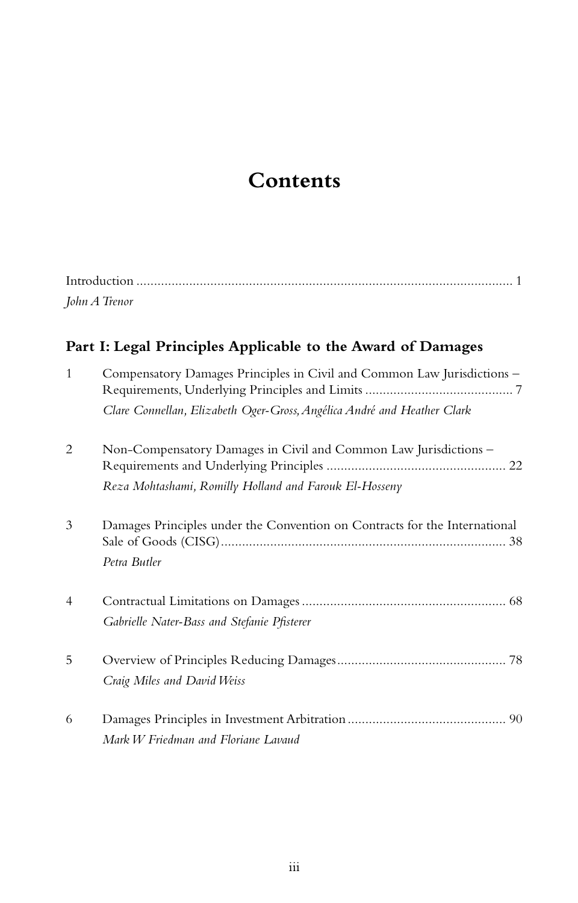# Contents

Introduction ........................................................................................................... 1
*John A Trenor*

## Part I: Legal Principles Applicable to the Award of Damages

1 Compensatory Damages Principles in Civil and Common Law Jurisdictions – Requirements, Underlying Principles and Limits .......................................... 7
*Clare Connellan, Elizabeth Oger-Gross, Angélica André and Heather Clark*

2 Non-Compensatory Damages in Civil and Common Law Jurisdictions – Requirements and Underlying Principles .................................................. 22
*Reza Mohtashami, Romilly Holland and Farouk El-Hosseny*

3 Damages Principles under the Convention on Contracts for the International Sale of Goods (CISG)................................................................................ 38
*Petra Butler*

4 Contractual Limitations on Damages ......................................................... 68
*Gabrielle Nater-Bass and Stefanie Pfisterer*

5 Overview of Principles Reducing Damages............................................... 78
*Craig Miles and David Weiss*

6 Damages Principles in Investment Arbitration ............................................ 90
*Mark W Friedman and Floriane Lavaud*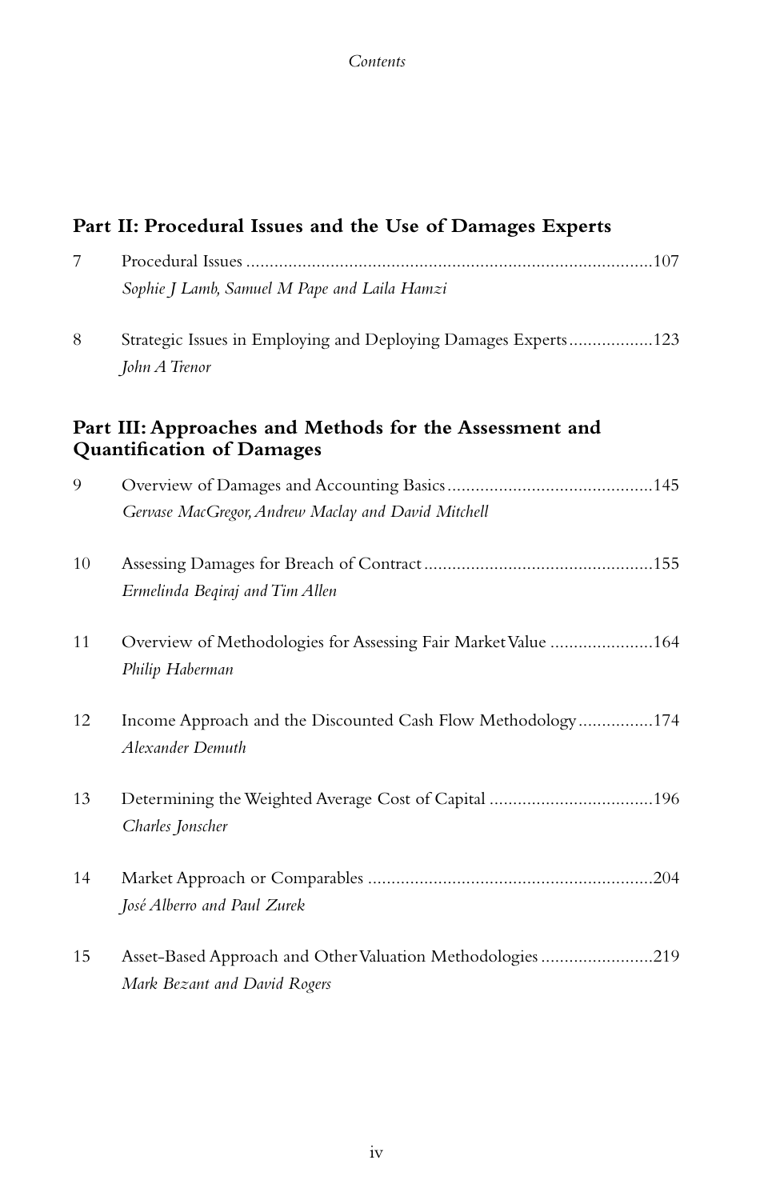## Part II: Procedural Issues and the Use of Damages Experts

7 Procedural Issues ....................................................................................107
*Sophie J Lamb, Samuel M Pape and Laila Hamzi*

8 Strategic Issues in Employing and Deploying Damages Experts..................123
*John A Trenor*

## Part III: Approaches and Methods for the Assessment and Quantification of Damages

9 Overview of Damages and Accounting Basics............................................145
*Gervase MacGregor, Andrew Maclay and David Mitchell*

10 Assessing Damages for Breach of Contract.................................................155
*Ermelinda Beqiraj and Tim Allen*

11 Overview of Methodologies for Assessing Fair Market Value ......................164
*Philip Haberman*

12 Income Approach and the Discounted Cash Flow Methodology................174
*Alexander Demuth*

13 Determining the Weighted Average Cost of Capital ..................................196
*Charles Jonscher*

14 Market Approach or Comparables ............................................................204
*José Alberro and Paul Zurek*

15 Asset-Based Approach and Other Valuation Methodologies ........................219
*Mark Bezant and David Rogers*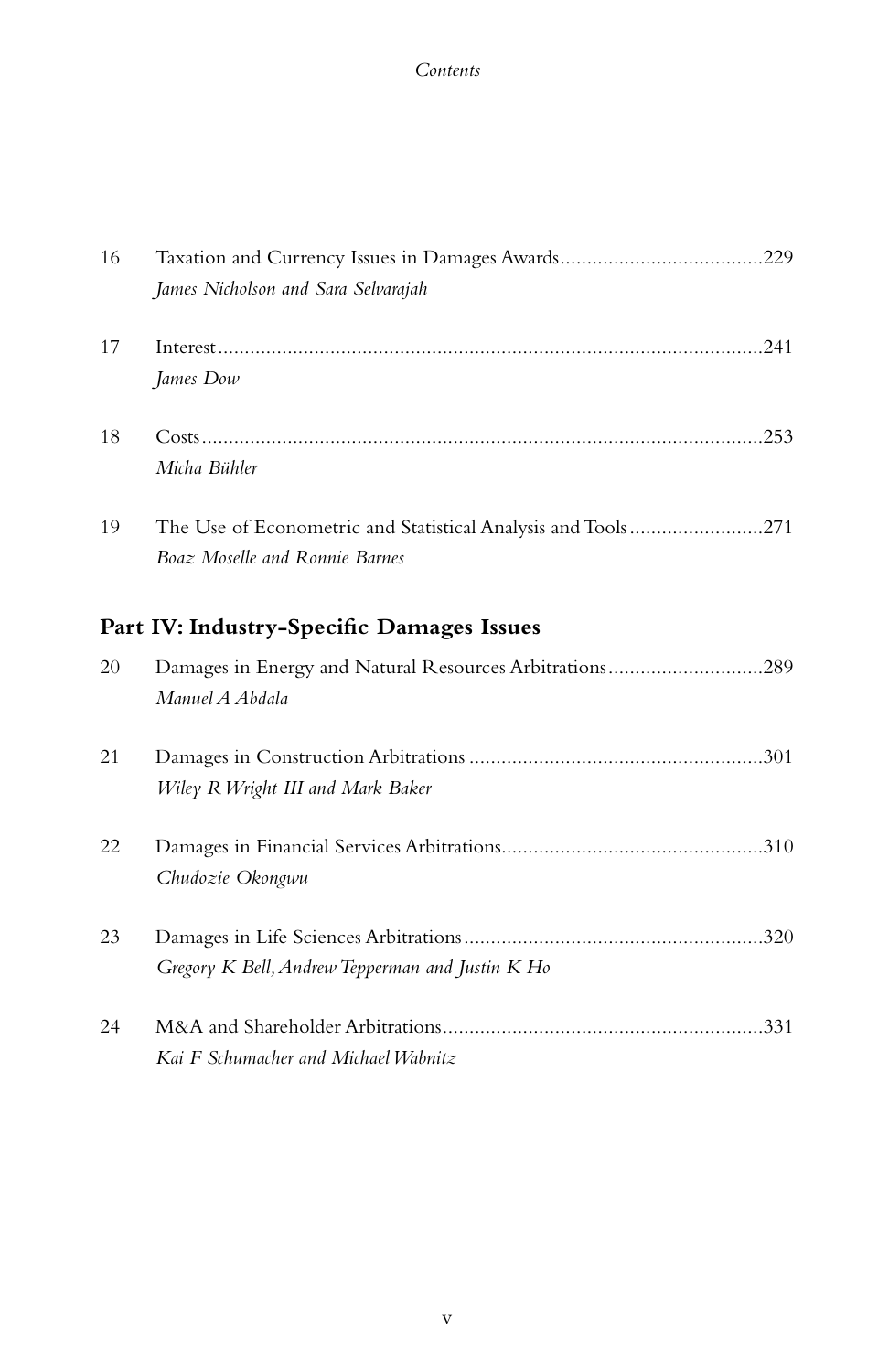16 Taxation and Currency Issues in Damages Awards ..... 229
*James Nicholson and Sara Selvarajah*

17 Interest ..... 241
*James Dow*

18 Costs ..... 253
*Micha Bühler*

19 The Use of Econometric and Statistical Analysis and Tools ..... 271
*Boaz Moselle and Ronnie Barnes*

## Part IV: Industry-Specific Damages Issues

20 Damages in Energy and Natural Resources Arbitrations ..... 289
*Manuel A Abdala*

21 Damages in Construction Arbitrations ..... 301
*Wiley R Wright III and Mark Baker*

22 Damages in Financial Services Arbitrations ..... 310
*Chudozie Okongwu*

23 Damages in Life Sciences Arbitrations ..... 320
*Gregory K Bell, Andrew Tepperman and Justin K Ho*

24 M&A and Shareholder Arbitrations ..... 331
*Kai F Schumacher and Michael Wabnitz*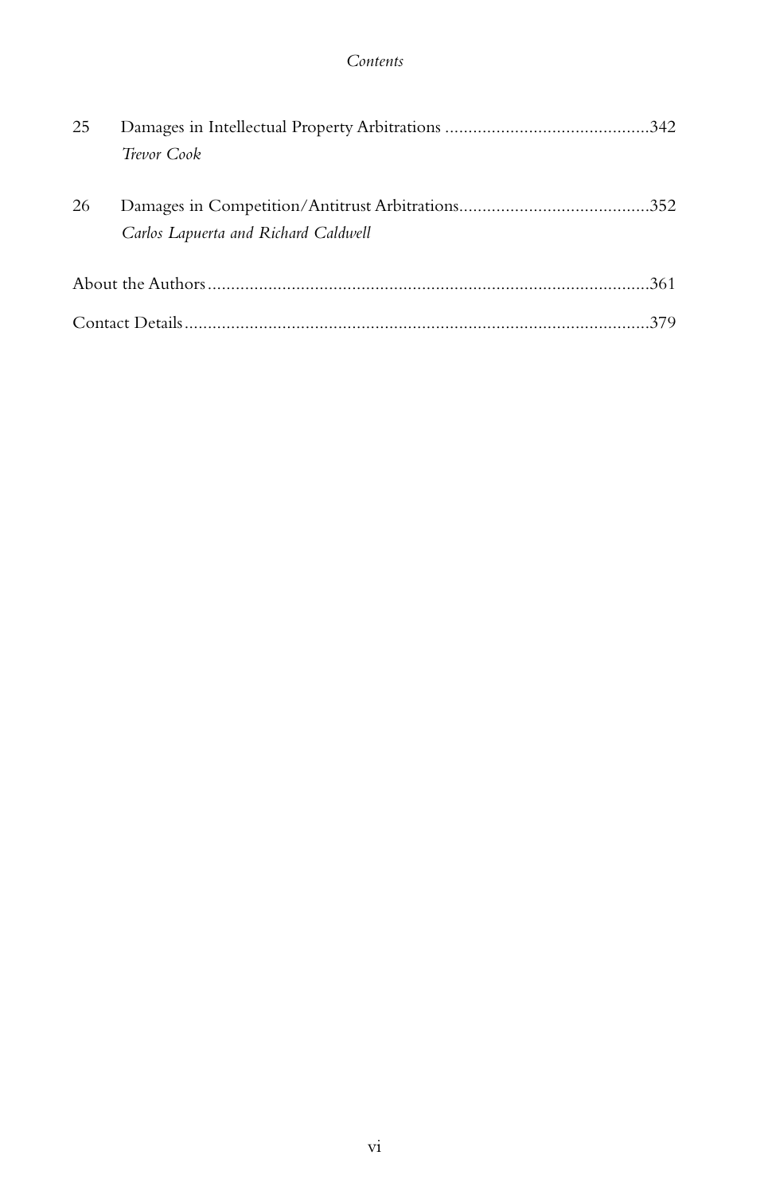25 Damages in Intellectual Property Arbitrations ............................................342
*Trevor Cook*

26 Damages in Competition/Antitrust Arbitrations.........................................352
*Carlos Lapuerta and Richard Caldwell*

About the Authors..............................................................................................361

Contact Details...................................................................................................379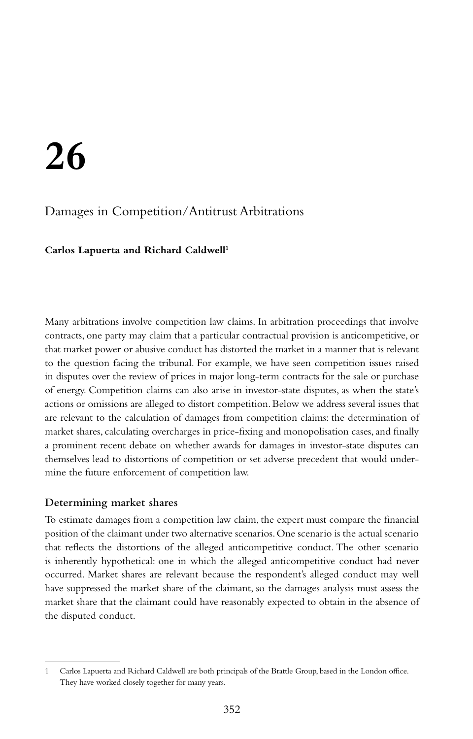# 26

## Damages in Competition/Antitrust Arbitrations

**Carlos Lapuerta and Richard Caldwell**[1]

Many arbitrations involve competition law claims. In arbitration proceedings that involve contracts, one party may claim that a particular contractual provision is anticompetitive, or that market power or abusive conduct has distorted the market in a manner that is relevant to the question facing the tribunal. For example, we have seen competition issues raised in disputes over the review of prices in major long-term contracts for the sale or purchase of energy. Competition claims can also arise in investor-state disputes, as when the state's actions or omissions are alleged to distort competition. Below we address several issues that are relevant to the calculation of damages from competition claims: the determination of market shares, calculating overcharges in price-fixing and monopolisation cases, and finally a prominent recent debate on whether awards for damages in investor-state disputes can themselves lead to distortions of competition or set adverse precedent that would undermine the future enforcement of competition law.

### Determining market shares

To estimate damages from a competition law claim, the expert must compare the financial position of the claimant under two alternative scenarios. One scenario is the actual scenario that reflects the distortions of the alleged anticompetitive conduct. The other scenario is inherently hypothetical: one in which the alleged anticompetitive conduct had never occurred. Market shares are relevant because the respondent's alleged conduct may well have suppressed the market share of the claimant, so the damages analysis must assess the market share that the claimant could have reasonably expected to obtain in the absence of the disputed conduct.

---

1 Carlos Lapuerta and Richard Caldwell are both principals of the Brattle Group, based in the London office. They have worked closely together for many years.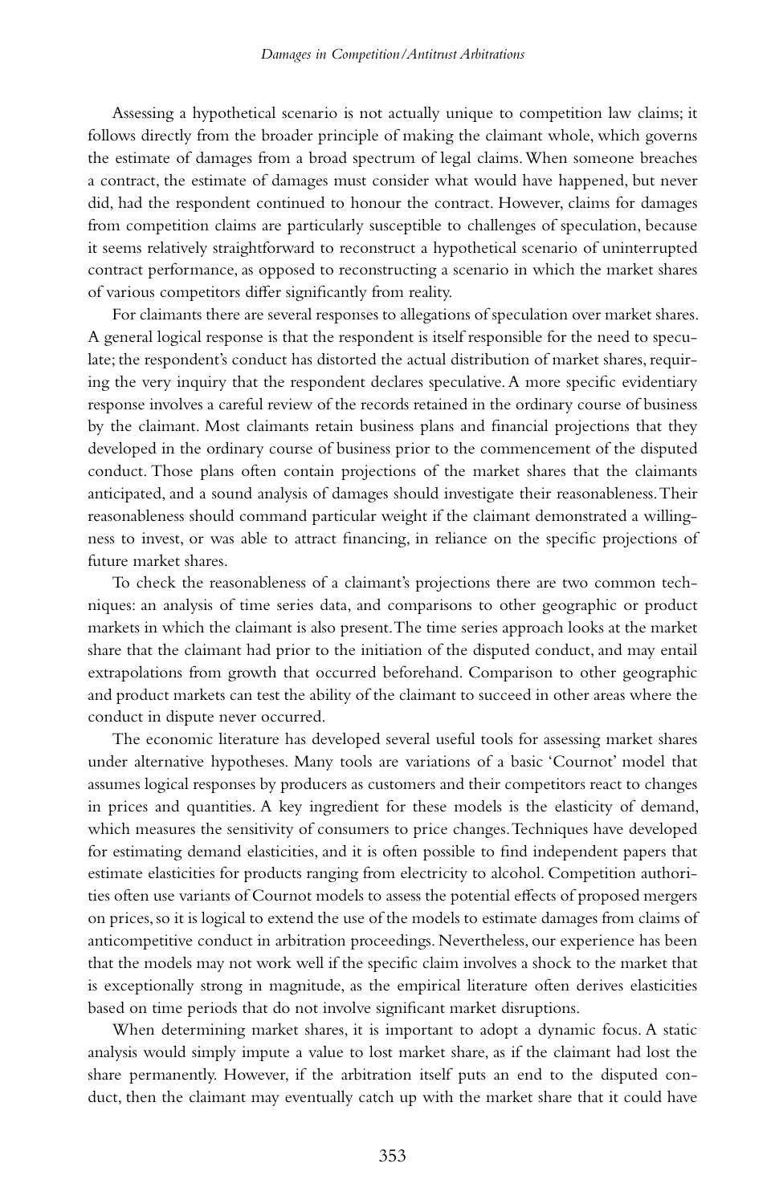Assessing a hypothetical scenario is not actually unique to competition law claims; it follows directly from the broader principle of making the claimant whole, which governs the estimate of damages from a broad spectrum of legal claims. When someone breaches a contract, the estimate of damages must consider what would have happened, but never did, had the respondent continued to honour the contract. However, claims for damages from competition claims are particularly susceptible to challenges of speculation, because it seems relatively straightforward to reconstruct a hypothetical scenario of uninterrupted contract performance, as opposed to reconstructing a scenario in which the market shares of various competitors differ significantly from reality.

For claimants there are several responses to allegations of speculation over market shares. A general logical response is that the respondent is itself responsible for the need to speculate; the respondent's conduct has distorted the actual distribution of market shares, requiring the very inquiry that the respondent declares speculative. A more specific evidentiary response involves a careful review of the records retained in the ordinary course of business by the claimant. Most claimants retain business plans and financial projections that they developed in the ordinary course of business prior to the commencement of the disputed conduct. Those plans often contain projections of the market shares that the claimants anticipated, and a sound analysis of damages should investigate their reasonableness. Their reasonableness should command particular weight if the claimant demonstrated a willingness to invest, or was able to attract financing, in reliance on the specific projections of future market shares.

To check the reasonableness of a claimant's projections there are two common techniques: an analysis of time series data, and comparisons to other geographic or product markets in which the claimant is also present. The time series approach looks at the market share that the claimant had prior to the initiation of the disputed conduct, and may entail extrapolations from growth that occurred beforehand. Comparison to other geographic and product markets can test the ability of the claimant to succeed in other areas where the conduct in dispute never occurred.

The economic literature has developed several useful tools for assessing market shares under alternative hypotheses. Many tools are variations of a basic 'Cournot' model that assumes logical responses by producers as customers and their competitors react to changes in prices and quantities. A key ingredient for these models is the elasticity of demand, which measures the sensitivity of consumers to price changes. Techniques have developed for estimating demand elasticities, and it is often possible to find independent papers that estimate elasticities for products ranging from electricity to alcohol. Competition authorities often use variants of Cournot models to assess the potential effects of proposed mergers on prices, so it is logical to extend the use of the models to estimate damages from claims of anticompetitive conduct in arbitration proceedings. Nevertheless, our experience has been that the models may not work well if the specific claim involves a shock to the market that is exceptionally strong in magnitude, as the empirical literature often derives elasticities based on time periods that do not involve significant market disruptions.

When determining market shares, it is important to adopt a dynamic focus. A static analysis would simply impute a value to lost market share, as if the claimant had lost the share permanently. However, if the arbitration itself puts an end to the disputed conduct, then the claimant may eventually catch up with the market share that it could have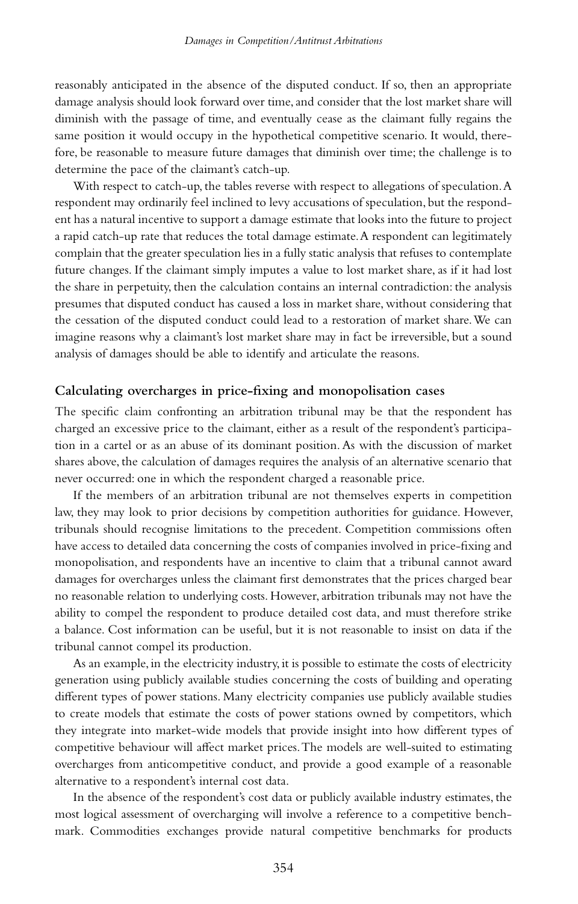reasonably anticipated in the absence of the disputed conduct. If so, then an appropriate damage analysis should look forward over time, and consider that the lost market share will diminish with the passage of time, and eventually cease as the claimant fully regains the same position it would occupy in the hypothetical competitive scenario. It would, therefore, be reasonable to measure future damages that diminish over time; the challenge is to determine the pace of the claimant's catch-up.

With respect to catch-up, the tables reverse with respect to allegations of speculation. A respondent may ordinarily feel inclined to levy accusations of speculation, but the respondent has a natural incentive to support a damage estimate that looks into the future to project a rapid catch-up rate that reduces the total damage estimate. A respondent can legitimately complain that the greater speculation lies in a fully static analysis that refuses to contemplate future changes. If the claimant simply imputes a value to lost market share, as if it had lost the share in perpetuity, then the calculation contains an internal contradiction: the analysis presumes that disputed conduct has caused a loss in market share, without considering that the cessation of the disputed conduct could lead to a restoration of market share. We can imagine reasons why a claimant's lost market share may in fact be irreversible, but a sound analysis of damages should be able to identify and articulate the reasons.

## Calculating overcharges in price-fixing and monopolisation cases

The specific claim confronting an arbitration tribunal may be that the respondent has charged an excessive price to the claimant, either as a result of the respondent's participation in a cartel or as an abuse of its dominant position. As with the discussion of market shares above, the calculation of damages requires the analysis of an alternative scenario that never occurred: one in which the respondent charged a reasonable price.

If the members of an arbitration tribunal are not themselves experts in competition law, they may look to prior decisions by competition authorities for guidance. However, tribunals should recognise limitations to the precedent. Competition commissions often have access to detailed data concerning the costs of companies involved in price-fixing and monopolisation, and respondents have an incentive to claim that a tribunal cannot award damages for overcharges unless the claimant first demonstrates that the prices charged bear no reasonable relation to underlying costs. However, arbitration tribunals may not have the ability to compel the respondent to produce detailed cost data, and must therefore strike a balance. Cost information can be useful, but it is not reasonable to insist on data if the tribunal cannot compel its production.

As an example, in the electricity industry, it is possible to estimate the costs of electricity generation using publicly available studies concerning the costs of building and operating different types of power stations. Many electricity companies use publicly available studies to create models that estimate the costs of power stations owned by competitors, which they integrate into market-wide models that provide insight into how different types of competitive behaviour will affect market prices. The models are well-suited to estimating overcharges from anticompetitive conduct, and provide a good example of a reasonable alternative to a respondent's internal cost data.

In the absence of the respondent's cost data or publicly available industry estimates, the most logical assessment of overcharging will involve a reference to a competitive benchmark. Commodities exchanges provide natural competitive benchmarks for products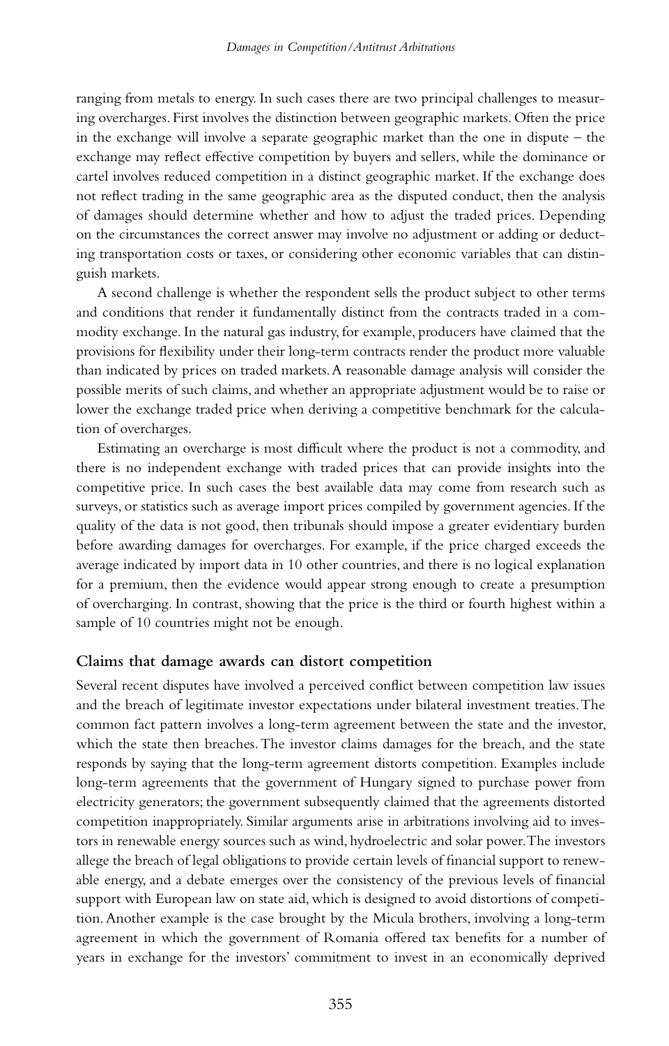ranging from metals to energy. In such cases there are two principal challenges to measuring overcharges. First involves the distinction between geographic markets. Often the price in the exchange will involve a separate geographic market than the one in dispute – the exchange may reflect effective competition by buyers and sellers, while the dominance or cartel involves reduced competition in a distinct geographic market. If the exchange does not reflect trading in the same geographic area as the disputed conduct, then the analysis of damages should determine whether and how to adjust the traded prices. Depending on the circumstances the correct answer may involve no adjustment or adding or deducting transportation costs or taxes, or considering other economic variables that can distinguish markets.

A second challenge is whether the respondent sells the product subject to other terms and conditions that render it fundamentally distinct from the contracts traded in a commodity exchange. In the natural gas industry, for example, producers have claimed that the provisions for flexibility under their long-term contracts render the product more valuable than indicated by prices on traded markets. A reasonable damage analysis will consider the possible merits of such claims, and whether an appropriate adjustment would be to raise or lower the exchange traded price when deriving a competitive benchmark for the calculation of overcharges.

Estimating an overcharge is most difficult where the product is not a commodity, and there is no independent exchange with traded prices that can provide insights into the competitive price. In such cases the best available data may come from research such as surveys, or statistics such as average import prices compiled by government agencies. If the quality of the data is not good, then tribunals should impose a greater evidentiary burden before awarding damages for overcharges. For example, if the price charged exceeds the average indicated by import data in 10 other countries, and there is no logical explanation for a premium, then the evidence would appear strong enough to create a presumption of overcharging. In contrast, showing that the price is the third or fourth highest within a sample of 10 countries might not be enough.

## Claims that damage awards can distort competition

Several recent disputes have involved a perceived conflict between competition law issues and the breach of legitimate investor expectations under bilateral investment treaties. The common fact pattern involves a long-term agreement between the state and the investor, which the state then breaches. The investor claims damages for the breach, and the state responds by saying that the long-term agreement distorts competition. Examples include long-term agreements that the government of Hungary signed to purchase power from electricity generators; the government subsequently claimed that the agreements distorted competition inappropriately. Similar arguments arise in arbitrations involving aid to investors in renewable energy sources such as wind, hydroelectric and solar power. The investors allege the breach of legal obligations to provide certain levels of financial support to renewable energy, and a debate emerges over the consistency of the previous levels of financial support with European law on state aid, which is designed to avoid distortions of competition. Another example is the case brought by the Micula brothers, involving a long-term agreement in which the government of Romania offered tax benefits for a number of years in exchange for the investors' commitment to invest in an economically deprived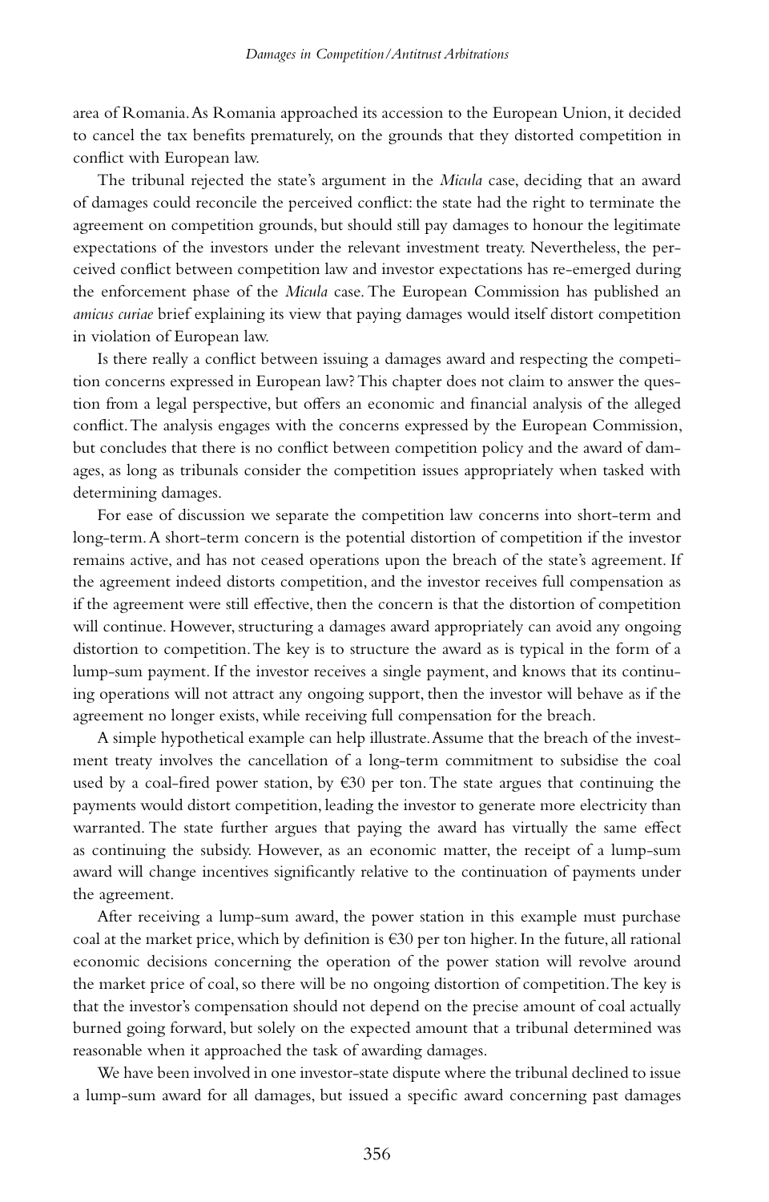area of Romania. As Romania approached its accession to the European Union, it decided to cancel the tax benefits prematurely, on the grounds that they distorted competition in conflict with European law.

The tribunal rejected the state's argument in the *Micula* case, deciding that an award of damages could reconcile the perceived conflict: the state had the right to terminate the agreement on competition grounds, but should still pay damages to honour the legitimate expectations of the investors under the relevant investment treaty. Nevertheless, the perceived conflict between competition law and investor expectations has re-emerged during the enforcement phase of the *Micula* case. The European Commission has published an *amicus curiae* brief explaining its view that paying damages would itself distort competition in violation of European law.

Is there really a conflict between issuing a damages award and respecting the competition concerns expressed in European law? This chapter does not claim to answer the question from a legal perspective, but offers an economic and financial analysis of the alleged conflict. The analysis engages with the concerns expressed by the European Commission, but concludes that there is no conflict between competition policy and the award of damages, as long as tribunals consider the competition issues appropriately when tasked with determining damages.

For ease of discussion we separate the competition law concerns into short-term and long-term. A short-term concern is the potential distortion of competition if the investor remains active, and has not ceased operations upon the breach of the state's agreement. If the agreement indeed distorts competition, and the investor receives full compensation as if the agreement were still effective, then the concern is that the distortion of competition will continue. However, structuring a damages award appropriately can avoid any ongoing distortion to competition. The key is to structure the award as is typical in the form of a lump-sum payment. If the investor receives a single payment, and knows that its continuing operations will not attract any ongoing support, then the investor will behave as if the agreement no longer exists, while receiving full compensation for the breach.

A simple hypothetical example can help illustrate. Assume that the breach of the investment treaty involves the cancellation of a long-term commitment to subsidise the coal used by a coal-fired power station, by €30 per ton. The state argues that continuing the payments would distort competition, leading the investor to generate more electricity than warranted. The state further argues that paying the award has virtually the same effect as continuing the subsidy. However, as an economic matter, the receipt of a lump-sum award will change incentives significantly relative to the continuation of payments under the agreement.

After receiving a lump-sum award, the power station in this example must purchase coal at the market price, which by definition is €30 per ton higher. In the future, all rational economic decisions concerning the operation of the power station will revolve around the market price of coal, so there will be no ongoing distortion of competition. The key is that the investor's compensation should not depend on the precise amount of coal actually burned going forward, but solely on the expected amount that a tribunal determined was reasonable when it approached the task of awarding damages.

We have been involved in one investor-state dispute where the tribunal declined to issue a lump-sum award for all damages, but issued a specific award concerning past damages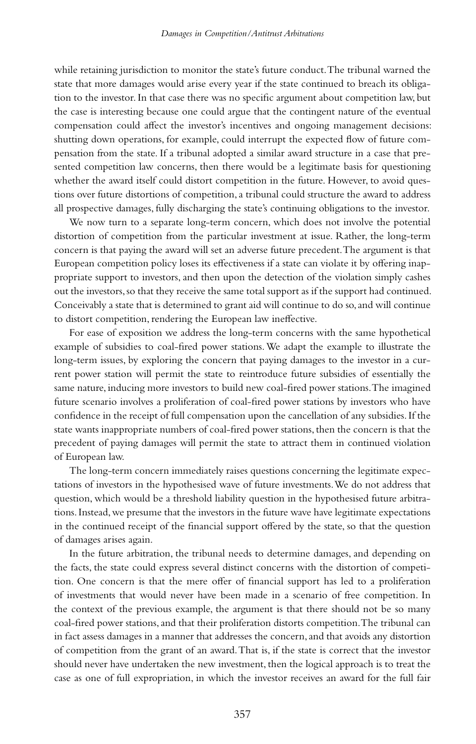while retaining jurisdiction to monitor the state's future conduct. The tribunal warned the state that more damages would arise every year if the state continued to breach its obligation to the investor. In that case there was no specific argument about competition law, but the case is interesting because one could argue that the contingent nature of the eventual compensation could affect the investor's incentives and ongoing management decisions: shutting down operations, for example, could interrupt the expected flow of future compensation from the state. If a tribunal adopted a similar award structure in a case that presented competition law concerns, then there would be a legitimate basis for questioning whether the award itself could distort competition in the future. However, to avoid questions over future distortions of competition, a tribunal could structure the award to address all prospective damages, fully discharging the state's continuing obligations to the investor.

We now turn to a separate long-term concern, which does not involve the potential distortion of competition from the particular investment at issue. Rather, the long-term concern is that paying the award will set an adverse future precedent. The argument is that European competition policy loses its effectiveness if a state can violate it by offering inappropriate support to investors, and then upon the detection of the violation simply cashes out the investors, so that they receive the same total support as if the support had continued. Conceivably a state that is determined to grant aid will continue to do so, and will continue to distort competition, rendering the European law ineffective.

For ease of exposition we address the long-term concerns with the same hypothetical example of subsidies to coal-fired power stations. We adapt the example to illustrate the long-term issues, by exploring the concern that paying damages to the investor in a current power station will permit the state to reintroduce future subsidies of essentially the same nature, inducing more investors to build new coal-fired power stations. The imagined future scenario involves a proliferation of coal-fired power stations by investors who have confidence in the receipt of full compensation upon the cancellation of any subsidies. If the state wants inappropriate numbers of coal-fired power stations, then the concern is that the precedent of paying damages will permit the state to attract them in continued violation of European law.

The long-term concern immediately raises questions concerning the legitimate expectations of investors in the hypothesised wave of future investments. We do not address that question, which would be a threshold liability question in the hypothesised future arbitrations. Instead, we presume that the investors in the future wave have legitimate expectations in the continued receipt of the financial support offered by the state, so that the question of damages arises again.

In the future arbitration, the tribunal needs to determine damages, and depending on the facts, the state could express several distinct concerns with the distortion of competition. One concern is that the mere offer of financial support has led to a proliferation of investments that would never have been made in a scenario of free competition. In the context of the previous example, the argument is that there should not be so many coal-fired power stations, and that their proliferation distorts competition. The tribunal can in fact assess damages in a manner that addresses the concern, and that avoids any distortion of competition from the grant of an award. That is, if the state is correct that the investor should never have undertaken the new investment, then the logical approach is to treat the case as one of full expropriation, in which the investor receives an award for the full fair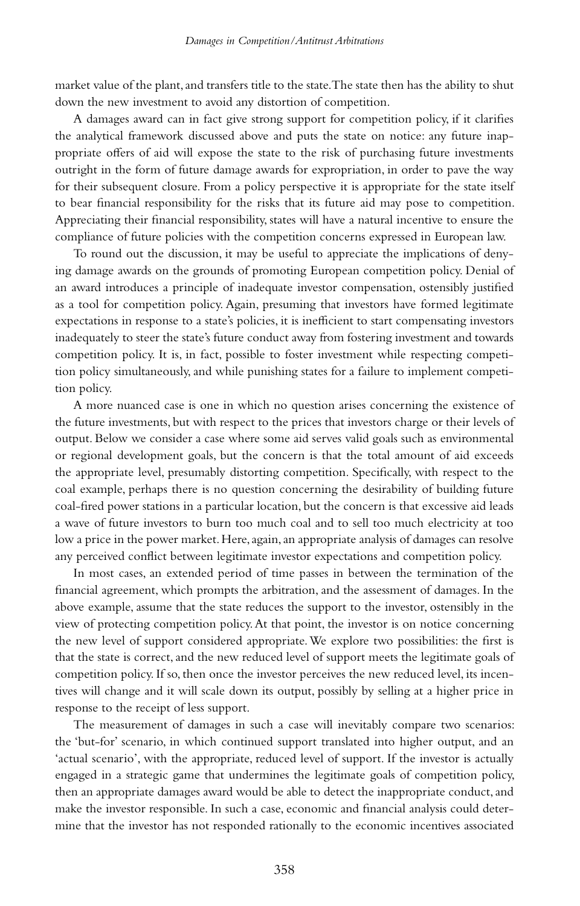market value of the plant, and transfers title to the state. The state then has the ability to shut down the new investment to avoid any distortion of competition.

A damages award can in fact give strong support for competition policy, if it clarifies the analytical framework discussed above and puts the state on notice: any future inappropriate offers of aid will expose the state to the risk of purchasing future investments outright in the form of future damage awards for expropriation, in order to pave the way for their subsequent closure. From a policy perspective it is appropriate for the state itself to bear financial responsibility for the risks that its future aid may pose to competition. Appreciating their financial responsibility, states will have a natural incentive to ensure the compliance of future policies with the competition concerns expressed in European law.

To round out the discussion, it may be useful to appreciate the implications of denying damage awards on the grounds of promoting European competition policy. Denial of an award introduces a principle of inadequate investor compensation, ostensibly justified as a tool for competition policy. Again, presuming that investors have formed legitimate expectations in response to a state's policies, it is inefficient to start compensating investors inadequately to steer the state's future conduct away from fostering investment and towards competition policy. It is, in fact, possible to foster investment while respecting competition policy simultaneously, and while punishing states for a failure to implement competition policy.

A more nuanced case is one in which no question arises concerning the existence of the future investments, but with respect to the prices that investors charge or their levels of output. Below we consider a case where some aid serves valid goals such as environmental or regional development goals, but the concern is that the total amount of aid exceeds the appropriate level, presumably distorting competition. Specifically, with respect to the coal example, perhaps there is no question concerning the desirability of building future coal-fired power stations in a particular location, but the concern is that excessive aid leads a wave of future investors to burn too much coal and to sell too much electricity at too low a price in the power market. Here, again, an appropriate analysis of damages can resolve any perceived conflict between legitimate investor expectations and competition policy.

In most cases, an extended period of time passes in between the termination of the financial agreement, which prompts the arbitration, and the assessment of damages. In the above example, assume that the state reduces the support to the investor, ostensibly in the view of protecting competition policy. At that point, the investor is on notice concerning the new level of support considered appropriate. We explore two possibilities: the first is that the state is correct, and the new reduced level of support meets the legitimate goals of competition policy. If so, then once the investor perceives the new reduced level, its incentives will change and it will scale down its output, possibly by selling at a higher price in response to the receipt of less support.

The measurement of damages in such a case will inevitably compare two scenarios: the 'but-for' scenario, in which continued support translated into higher output, and an 'actual scenario', with the appropriate, reduced level of support. If the investor is actually engaged in a strategic game that undermines the legitimate goals of competition policy, then an appropriate damages award would be able to detect the inappropriate conduct, and make the investor responsible. In such a case, economic and financial analysis could determine that the investor has not responded rationally to the economic incentives associated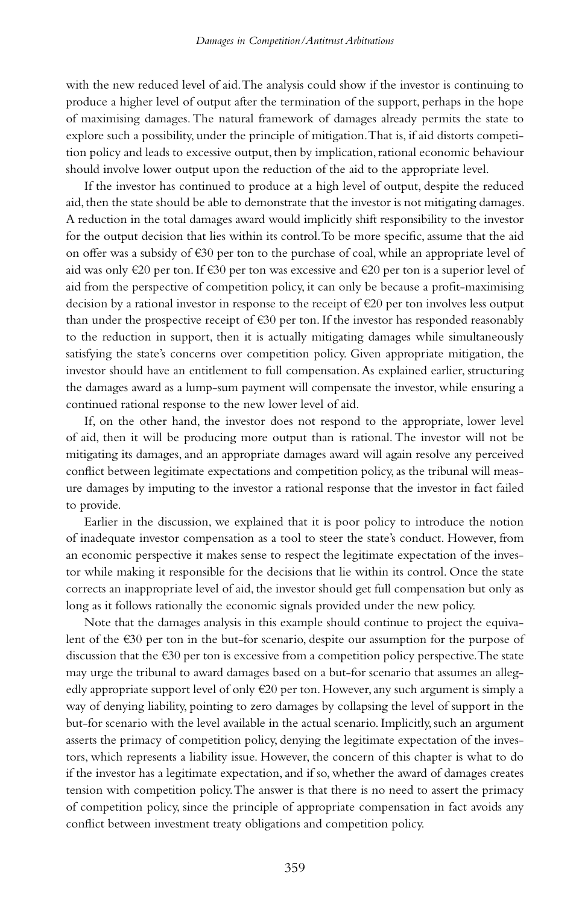with the new reduced level of aid. The analysis could show if the investor is continuing to produce a higher level of output after the termination of the support, perhaps in the hope of maximising damages. The natural framework of damages already permits the state to explore such a possibility, under the principle of mitigation. That is, if aid distorts competition policy and leads to excessive output, then by implication, rational economic behaviour should involve lower output upon the reduction of the aid to the appropriate level.

If the investor has continued to produce at a high level of output, despite the reduced aid, then the state should be able to demonstrate that the investor is not mitigating damages. A reduction in the total damages award would implicitly shift responsibility to the investor for the output decision that lies within its control. To be more specific, assume that the aid on offer was a subsidy of €30 per ton to the purchase of coal, while an appropriate level of aid was only €20 per ton. If €30 per ton was excessive and €20 per ton is a superior level of aid from the perspective of competition policy, it can only be because a profit-maximising decision by a rational investor in response to the receipt of €20 per ton involves less output than under the prospective receipt of €30 per ton. If the investor has responded reasonably to the reduction in support, then it is actually mitigating damages while simultaneously satisfying the state's concerns over competition policy. Given appropriate mitigation, the investor should have an entitlement to full compensation. As explained earlier, structuring the damages award as a lump-sum payment will compensate the investor, while ensuring a continued rational response to the new lower level of aid.

If, on the other hand, the investor does not respond to the appropriate, lower level of aid, then it will be producing more output than is rational. The investor will not be mitigating its damages, and an appropriate damages award will again resolve any perceived conflict between legitimate expectations and competition policy, as the tribunal will measure damages by imputing to the investor a rational response that the investor in fact failed to provide.

Earlier in the discussion, we explained that it is poor policy to introduce the notion of inadequate investor compensation as a tool to steer the state's conduct. However, from an economic perspective it makes sense to respect the legitimate expectation of the investor while making it responsible for the decisions that lie within its control. Once the state corrects an inappropriate level of aid, the investor should get full compensation but only as long as it follows rationally the economic signals provided under the new policy.

Note that the damages analysis in this example should continue to project the equivalent of the €30 per ton in the but-for scenario, despite our assumption for the purpose of discussion that the €30 per ton is excessive from a competition policy perspective. The state may urge the tribunal to award damages based on a but-for scenario that assumes an allegedly appropriate support level of only €20 per ton. However, any such argument is simply a way of denying liability, pointing to zero damages by collapsing the level of support in the but-for scenario with the level available in the actual scenario. Implicitly, such an argument asserts the primacy of competition policy, denying the legitimate expectation of the investors, which represents a liability issue. However, the concern of this chapter is what to do if the investor has a legitimate expectation, and if so, whether the award of damages creates tension with competition policy. The answer is that there is no need to assert the primacy of competition policy, since the principle of appropriate compensation in fact avoids any conflict between investment treaty obligations and competition policy.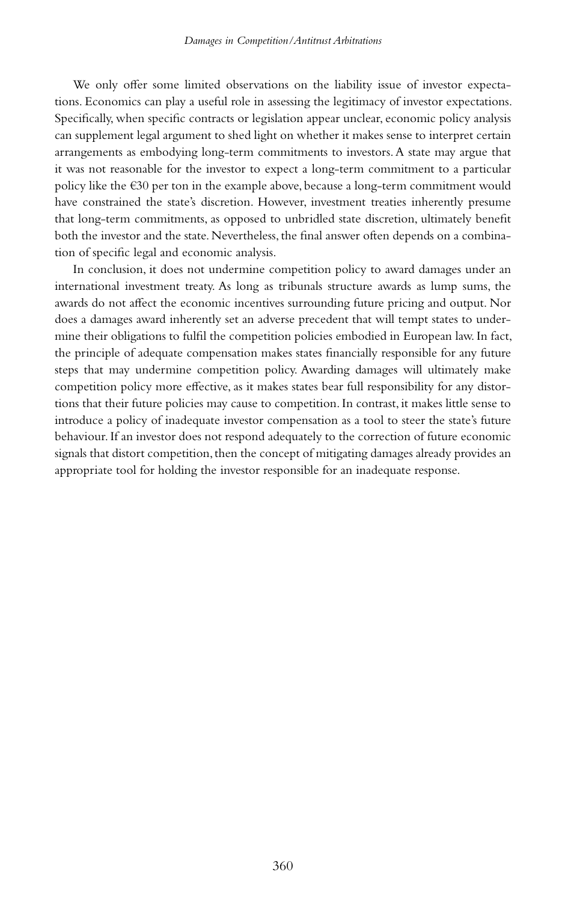We only offer some limited observations on the liability issue of investor expectations. Economics can play a useful role in assessing the legitimacy of investor expectations. Specifically, when specific contracts or legislation appear unclear, economic policy analysis can supplement legal argument to shed light on whether it makes sense to interpret certain arrangements as embodying long-term commitments to investors. A state may argue that it was not reasonable for the investor to expect a long-term commitment to a particular policy like the €30 per ton in the example above, because a long-term commitment would have constrained the state's discretion. However, investment treaties inherently presume that long-term commitments, as opposed to unbridled state discretion, ultimately benefit both the investor and the state. Nevertheless, the final answer often depends on a combination of specific legal and economic analysis.

In conclusion, it does not undermine competition policy to award damages under an international investment treaty. As long as tribunals structure awards as lump sums, the awards do not affect the economic incentives surrounding future pricing and output. Nor does a damages award inherently set an adverse precedent that will tempt states to undermine their obligations to fulfil the competition policies embodied in European law. In fact, the principle of adequate compensation makes states financially responsible for any future steps that may undermine competition policy. Awarding damages will ultimately make competition policy more effective, as it makes states bear full responsibility for any distortions that their future policies may cause to competition. In contrast, it makes little sense to introduce a policy of inadequate investor compensation as a tool to steer the state's future behaviour. If an investor does not respond adequately to the correction of future economic signals that distort competition, then the concept of mitigating damages already provides an appropriate tool for holding the investor responsible for an inadequate response.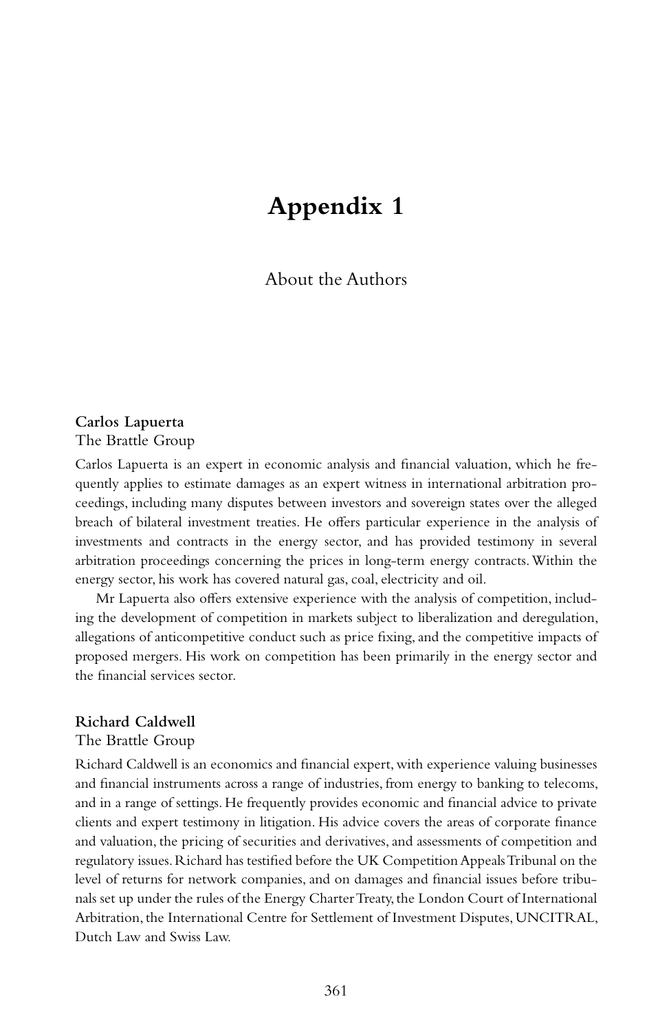# Appendix 1

## About the Authors

**Carlos Lapuerta**
The Brattle Group

Carlos Lapuerta is an expert in economic analysis and financial valuation, which he frequently applies to estimate damages as an expert witness in international arbitration proceedings, including many disputes between investors and sovereign states over the alleged breach of bilateral investment treaties. He offers particular experience in the analysis of investments and contracts in the energy sector, and has provided testimony in several arbitration proceedings concerning the prices in long-term energy contracts. Within the energy sector, his work has covered natural gas, coal, electricity and oil.

Mr Lapuerta also offers extensive experience with the analysis of competition, including the development of competition in markets subject to liberalization and deregulation, allegations of anticompetitive conduct such as price fixing, and the competitive impacts of proposed mergers. His work on competition has been primarily in the energy sector and the financial services sector.

**Richard Caldwell**
The Brattle Group

Richard Caldwell is an economics and financial expert, with experience valuing businesses and financial instruments across a range of industries, from energy to banking to telecoms, and in a range of settings. He frequently provides economic and financial advice to private clients and expert testimony in litigation. His advice covers the areas of corporate finance and valuation, the pricing of securities and derivatives, and assessments of competition and regulatory issues. Richard has testified before the UK Competition Appeals Tribunal on the level of returns for network companies, and on damages and financial issues before tribunals set up under the rules of the Energy Charter Treaty, the London Court of International Arbitration, the International Centre for Settlement of Investment Disputes, UNCITRAL, Dutch Law and Swiss Law.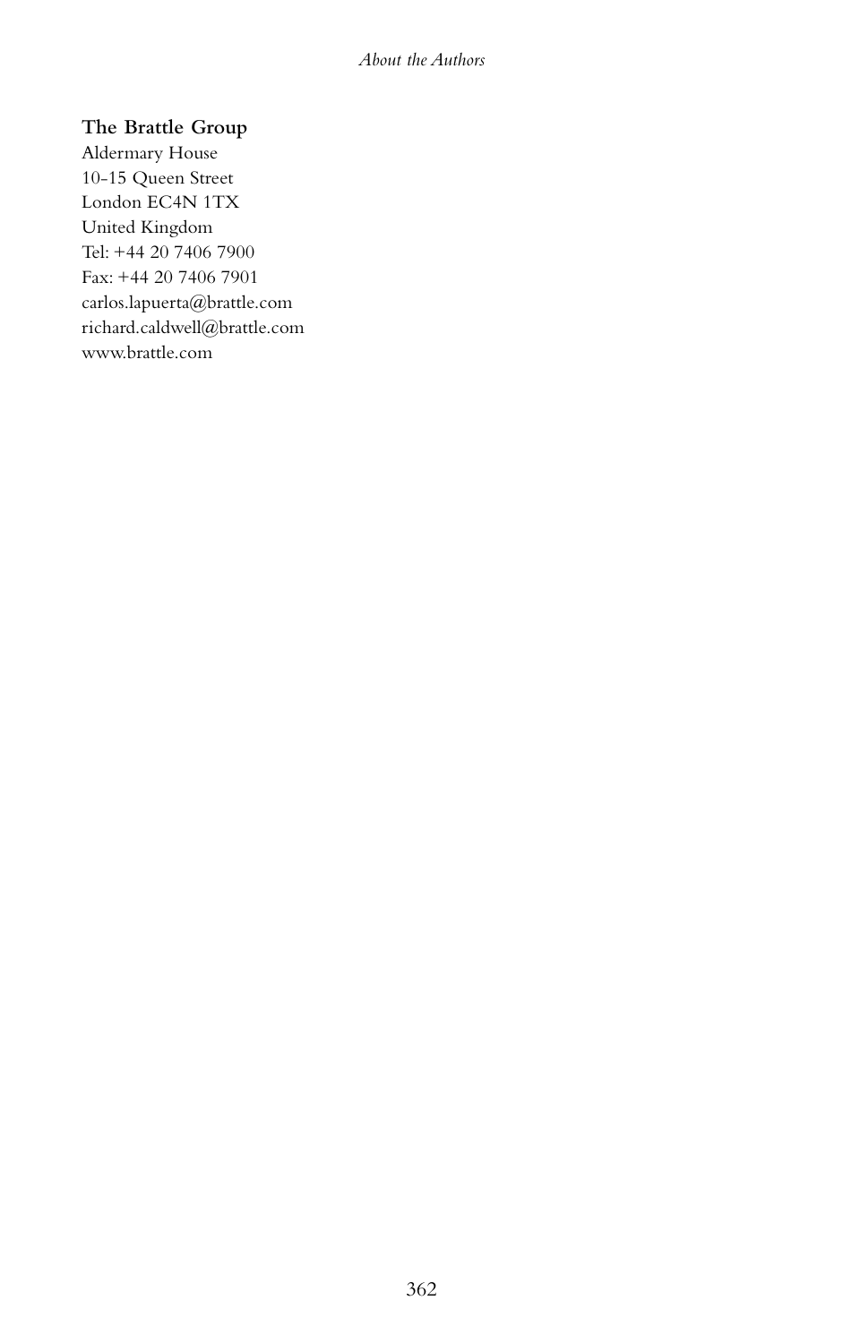**The Brattle Group**
Aldermary House
10-15 Queen Street
London EC4N 1TX
United Kingdom
Tel: +44 20 7406 7900
Fax: +44 20 7406 7901
carlos.lapuerta@brattle.com
richard.caldwell@brattle.com
www.brattle.com